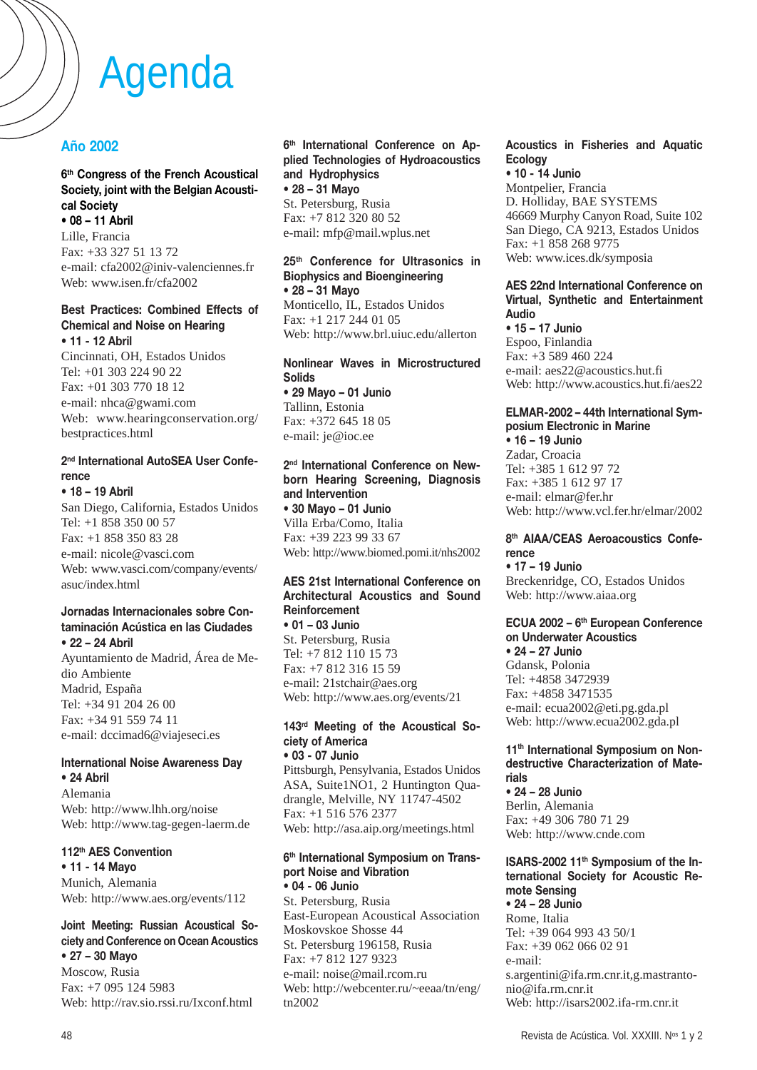# Agenda

## Año 2002

**6th Congress of the French Acoustical Society, joint with the Belgian Acoustical Society**
**• 08 – 11 Abril**
Lille, Francia
Fax: +33 327 51 13 72
e-mail: cfa2002@iniv-valenciennes.fr
Web: www.isen.fr/cfa2002

**Best Practices: Combined Effects of Chemical and Noise on Hearing**
**• 11 - 12 Abril**
Cincinnati, OH, Estados Unidos
Tel: +01 303 224 90 22
Fax: +01 303 770 18 12
e-mail: nhca@gwami.com
Web: www.hearingconservation.org/bestpractices.html

**2nd International AutoSEA User Conference**
**• 18 – 19 Abril**
San Diego, California, Estados Unidos
Tel: +1 858 350 00 57
Fax: +1 858 350 83 28
e-mail: nicole@vasci.com
Web: www.vasci.com/company/events/asuc/index.html

**Jornadas Internacionales sobre Contaminación Acústica en las Ciudades**
**• 22 – 24 Abril**
Ayuntamiento de Madrid, Área de Medio Ambiente
Madrid, España
Tel: +34 91 204 26 00
Fax: +34 91 559 74 11
e-mail: dccimad6@viajeseci.es

**International Noise Awareness Day**
**• 24 Abril**
Alemania
Web: http://www.lhh.org/noise
Web: http://www.tag-gegen-laerm.de

**112th AES Convention**
**• 11 - 14 Mayo**
Munich, Alemania
Web: http://www.aes.org/events/112

**Joint Meeting: Russian Acoustical Society and Conference on Ocean Acoustics**
**• 27 – 30 Mayo**
Moscow, Russia
Fax: +7 095 124 5983
Web: http://rav.sio.rssi.ru/Ixconf.html

**6th International Conference on Applied Technologies of Hydroacoustics and Hydrophysics**
**• 28 – 31 Mayo**
St. Petersburg, Rusia
Fax: +7 812 320 80 52
e-mail: mfp@mail.wplus.net

**25th Conference for Ultrasonics in Biophysics and Bioengineering**
**• 28 – 31 Mayo**
Monticello, IL, Estados Unidos
Fax: +1 217 244 01 05
Web: http://www.brl.uiuc.edu/allerton

**Nonlinear Waves in Microstructured Solids**
**• 29 Mayo – 01 Junio**
Tallinn, Estonia
Fax: +372 645 18 05
e-mail: je@ioc.ee

**2nd International Conference on Newborn Hearing Screening, Diagnosis and Intervention**
**• 30 Mayo – 01 Junio**
Villa Erba/Como, Italia
Fax: +39 223 99 33 67
Web: http://www.biomed.pomi.it/nhs2002

**AES 21st International Conference on Architectural Acoustics and Sound Reinforcement**
**• 01 – 03 Junio**
St. Petersburg, Rusia
Tel: +7 812 110 15 73
Fax: +7 812 316 15 59
e-mail: 21stchair@aes.org
Web: http://www.aes.org/events/21

**143rd Meeting of the Acoustical Society of America**
**• 03 - 07 Junio**
Pittsburgh, Pensylvania, Estados Unidos
ASA, Suite1NO1, 2 Huntington Quadrangle, Melville, NY 11747-4502
Fax: +1 516 576 2377
Web: http://asa.aip.org/meetings.html

**6th International Symposium on Transport Noise and Vibration**
**• 04 - 06 Junio**
St. Petersburg, Rusia
East-European Acoustical Association
Moskovskoe Shosse 44
St. Petersburg 196158, Rusia
Fax: +7 812 127 9323
e-mail: noise@mail.rcom.ru
Web: http://webcenter.ru/~eeaa/tn/eng/tn2002

**Acoustics in Fisheries and Aquatic Ecology**
**• 10 - 14 Junio**
Montpelier, Francia
D. Holliday, BAE SYSTEMS
46669 Murphy Canyon Road, Suite 102
San Diego, CA 9213, Estados Unidos
Fax: +1 858 268 9775
Web: www.ices.dk/symposia

**AES 22nd International Conference on Virtual, Synthetic and Entertainment Audio**
**• 15 – 17 Junio**
Espoo, Finlandia
Fax: +3 589 460 224
e-mail: aes22@acoustics.hut.fi
Web: http://www.acoustics.hut.fi/aes22

**ELMAR-2002 – 44th International Symposium Electronic in Marine**
**• 16 – 19 Junio**
Zadar, Croacia
Tel: +385 1 612 97 72
Fax: +385 1 612 97 17
e-mail: elmar@fer.hr
Web: http://www.vcl.fer.hr/elmar/2002

**8th AIAA/CEAS Aeroacoustics Conference**
**• 17 – 19 Junio**
Breckenridge, CO, Estados Unidos
Web: http://www.aiaa.org

**ECUA 2002 – 6th European Conference on Underwater Acoustics**
**• 24 – 27 Junio**
Gdansk, Polonia
Tel: +4858 3472939
Fax: +4858 3471535
e-mail: ecua2002@eti.pg.gda.pl
Web: http://www.ecua2002.gda.pl

**11th International Symposium on Nondestructive Characterization of Materials**
**• 24 – 28 Junio**
Berlin, Alemania
Fax: +49 306 780 71 29
Web: http://www.cnde.com

**ISARS-2002 11th Symposium of the International Society for Acoustic Remote Sensing**
**• 24 – 28 Junio**
Rome, Italia
Tel: +39 064 993 43 50/1
Fax: +39 062 066 02 91
e-mail:
s.argentini@ifa.rm.cnr.it,g.mastrantonio@ifa.rm.cnr.it
Web: http://isars2002.ifa-rm.cnr.it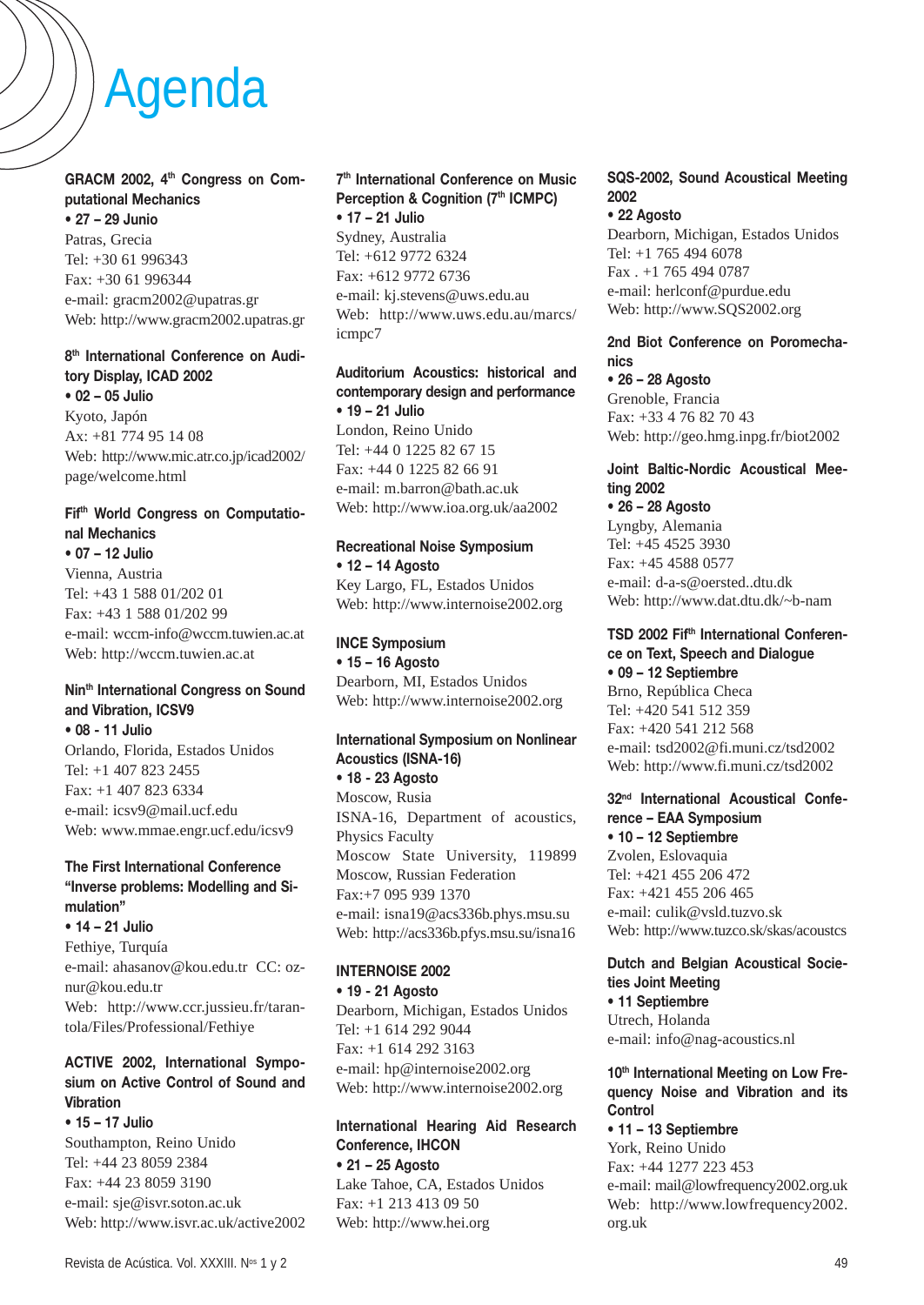# Agenda

**GRACM 2002, 4th Congress on Computational Mechanics**
**• 27 – 29 Junio**
Patras, Grecia
Tel: +30 61 996343
Fax: +30 61 996344
e-mail: gracm2002@upatras.gr
Web: http://www.gracm2002.upatras.gr

**8th International Conference on Auditory Display, ICAD 2002**
**• 02 – 05 Julio**
Kyoto, Japón
Ax: +81 774 95 14 08
Web: http://www.mic.atr.co.jp/icad2002/page/welcome.html

**Fifth World Congress on Computational Mechanics**
**• 07 – 12 Julio**
Vienna, Austria
Tel: +43 1 588 01/202 01
Fax: +43 1 588 01/202 99
e-mail: wccm-info@wccm.tuwien.ac.at
Web: http://wccm.tuwien.ac.at

**Ninth International Congress on Sound and Vibration, ICSV9**
**• 08 - 11 Julio**
Orlando, Florida, Estados Unidos
Tel: +1 407 823 2455
Fax: +1 407 823 6334
e-mail: icsv9@mail.ucf.edu
Web: www.mmae.engr.ucf.edu/icsv9

**The First International Conference "Inverse problems: Modelling and Simulation"**
**• 14 – 21 Julio**
Fethiye, Turquía
e-mail: ahasanov@kou.edu.tr CC: oznur@kou.edu.tr
Web: http://www.ccr.jussieu.fr/tarantola/Files/Professional/Fethiye

**ACTIVE 2002, International Symposium on Active Control of Sound and Vibration**
**• 15 – 17 Julio**
Southampton, Reino Unido
Tel: +44 23 8059 2384
Fax: +44 23 8059 3190
e-mail: sje@isvr.soton.ac.uk
Web: http://www.isvr.ac.uk/active2002

**7th International Conference on Music Perception & Cognition (7th ICMPC)**
**• 17 – 21 Julio**
Sydney, Australia
Tel: +612 9772 6324
Fax: +612 9772 6736
e-mail: kj.stevens@uws.edu.au
Web: http://www.uws.edu.au/marcs/icmpc7

**Auditorium Acoustics: historical and contemporary design and performance**
**• 19 – 21 Julio**
London, Reino Unido
Tel: +44 0 1225 82 67 15
Fax: +44 0 1225 82 66 91
e-mail: m.barron@bath.ac.uk
Web: http://www.ioa.org.uk/aa2002

**Recreational Noise Symposium**
**• 12 – 14 Agosto**
Key Largo, FL, Estados Unidos
Web: http://www.internoise2002.org

**INCE Symposium**
**• 15 – 16 Agosto**
Dearborn, MI, Estados Unidos
Web: http://www.internoise2002.org

**International Symposium on Nonlinear Acoustics (ISNA-16)**
**• 18 - 23 Agosto**
Moscow, Rusia
ISNA-16, Department of acoustics, Physics Faculty
Moscow State University, 119899 Moscow, Russian Federation
Fax:+7 095 939 1370
e-mail: isna19@acs336b.phys.msu.su
Web: http://acs336b.pfys.msu.su/isna16

**INTERNOISE 2002**
**• 19 - 21 Agosto**
Dearborn, Michigan, Estados Unidos
Tel: +1 614 292 9044
Fax: +1 614 292 3163
e-mail: hp@internoise2002.org
Web: http://www.internoise2002.org

**International Hearing Aid Research Conference, IHCON**
**• 21 – 25 Agosto**
Lake Tahoe, CA, Estados Unidos
Fax: +1 213 413 09 50
Web: http://www.hei.org

**SQS-2002, Sound Acoustical Meeting 2002**
**• 22 Agosto**
Dearborn, Michigan, Estados Unidos
Tel: +1 765 494 6078
Fax . +1 765 494 0787
e-mail: herlconf@purdue.edu
Web: http://www.SQS2002.org

**2nd Biot Conference on Poromechanics**
**• 26 – 28 Agosto**
Grenoble, Francia
Fax: +33 4 76 82 70 43
Web: http://geo.hmg.inpg.fr/biot2002

**Joint Baltic-Nordic Acoustical Meeting 2002**
**• 26 – 28 Agosto**
Lyngby, Alemania
Tel: +45 4525 3930
Fax: +45 4588 0577
e-mail: d-a-s@oersted..dtu.dk
Web: http://www.dat.dtu.dk/~b-nam

**TSD 2002 Fifth International Conference on Text, Speech and Dialogue**
**• 09 – 12 Septiembre**
Brno, República Checa
Tel: +420 541 512 359
Fax: +420 541 212 568
e-mail: tsd2002@fi.muni.cz/tsd2002
Web: http://www.fi.muni.cz/tsd2002

**32nd International Acoustical Conference – EAA Symposium**
**• 10 – 12 Septiembre**
Zvolen, Eslovaquia
Tel: +421 455 206 472
Fax: +421 455 206 465
e-mail: culik@vsld.tuzvo.sk
Web: http://www.tuzco.sk/skas/acoustcs

**Dutch and Belgian Acoustical Societies Joint Meeting**
**• 11 Septiembre**
Utrech, Holanda
e-mail: info@nag-acoustics.nl

**10th International Meeting on Low Frequency Noise and Vibration and its Control**
**• 11 – 13 Septiembre**
York, Reino Unido
Fax: +44 1277 223 453
e-mail: mail@lowfrequency2002.org.uk
Web: http://www.lowfrequency2002.org.uk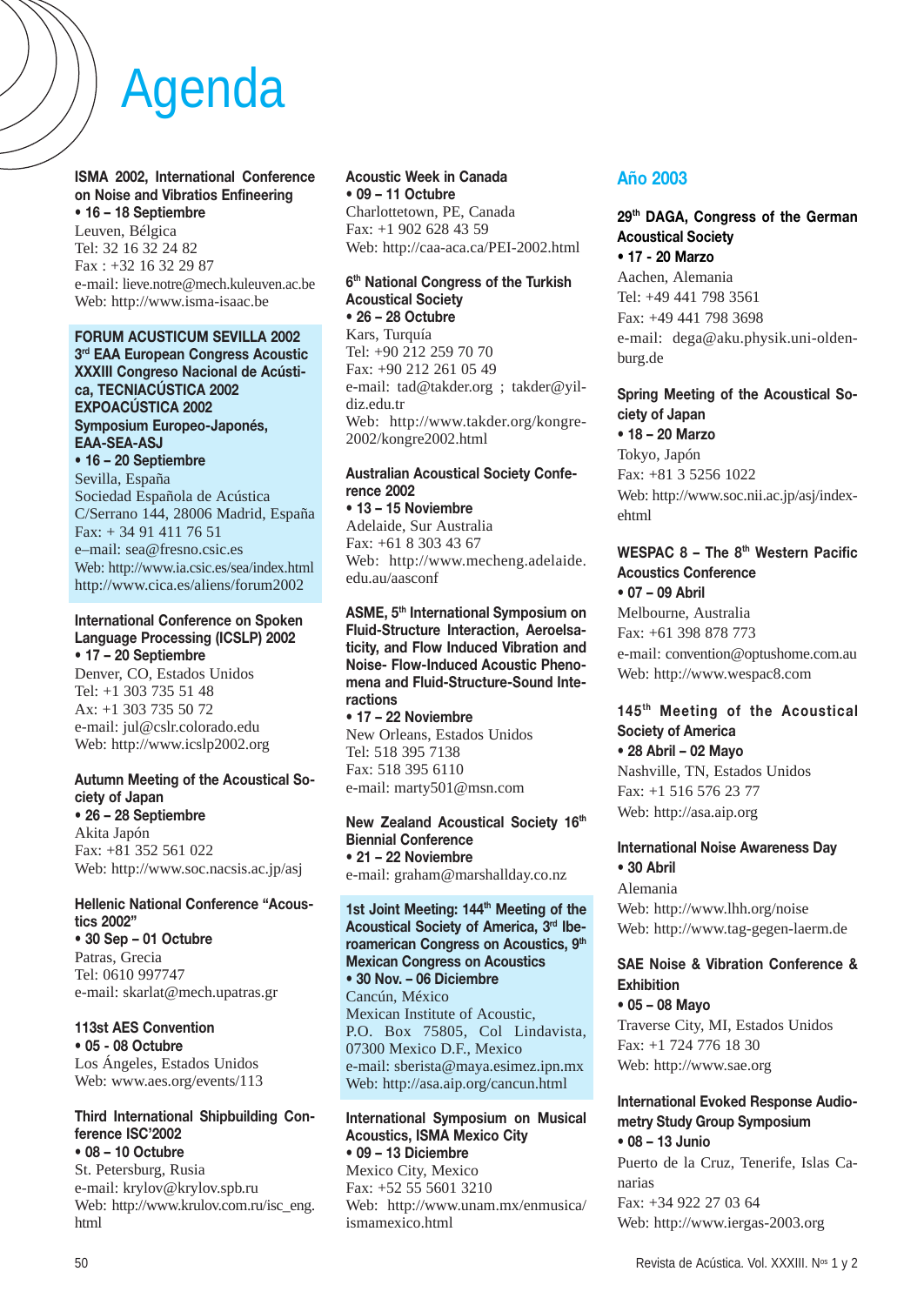# Agenda

**ISMA 2002, International Conference on Noise and Vibratios Enfineering**
**• 16 – 18 Septiembre**
Leuven, Bélgica
Tel: 32 16 32 24 82
Fax : +32 16 32 29 87
e-mail: lieve.notre@mech.kuleuven.ac.be
Web: http://www.isma-isaac.be

**FORUM ACUSTICUM SEVILLA 2002**
**3rd EAA European Congress Acoustic**
**XXXIII Congreso Nacional de Acústica, TECNIACÚSTICA 2002**
**EXPOACÚSTICA 2002**
**Symposium Europeo-Japonés, EAA-SEA-ASJ**
**• 16 – 20 Septiembre**
Sevilla, España
Sociedad Española de Acústica
C/Serrano 144, 28006 Madrid, España
Fax: + 34 91 411 76 51
e–mail: sea@fresno.csic.es
Web: http://www.ia.csic.es/sea/index.html
http://www.cica.es/aliens/forum2002

**International Conference on Spoken Language Processing (ICSLP) 2002**
**• 17 – 20 Septiembre**
Denver, CO, Estados Unidos
Tel: +1 303 735 51 48
Ax: +1 303 735 50 72
e-mail: jul@cslr.colorado.edu
Web: http://www.icslp2002.org

**Autumn Meeting of the Acoustical Society of Japan**
**• 26 – 28 Septiembre**
Akita Japón
Fax: +81 352 561 022
Web: http://www.soc.nacsis.ac.jp/asj

**Hellenic National Conference "Acoustics 2002"**
**• 30 Sep – 01 Octubre**
Patras, Grecia
Tel: 0610 997747
e-mail: skarlat@mech.upatras.gr

**113st AES Convention**
**• 05 - 08 Octubre**
Los Ángeles, Estados Unidos
Web: www.aes.org/events/113

**Third International Shipbuilding Conference ISC'2002**
**• 08 – 10 Octubre**
St. Petersburg, Rusia
e-mail: krylov@krylov.spb.ru
Web: http://www.krulov.com.ru/isc_eng.html

**Acoustic Week in Canada**
**• 09 – 11 Octubre**
Charlottetown, PE, Canada
Fax: +1 902 628 43 59
Web: http://caa-aca.ca/PEI-2002.html

**6th National Congress of the Turkish Acoustical Society**
**• 26 – 28 Octubre**
Kars, Turquía
Tel: +90 212 259 70 70
Fax: +90 212 261 05 49
e-mail: tad@takder.org ; takder@yildiz.edu.tr
Web: http://www.takder.org/kongre-2002/kongre2002.html

**Australian Acoustical Society Conference 2002**
**• 13 – 15 Noviembre**
Adelaide, Sur Australia
Fax: +61 8 303 43 67
Web: http://www.mecheng.adelaide.edu.au/aasconf

**ASME, 5th International Symposium on Fluid-Structure Interaction, Aeroelsaticity, and Flow Induced Vibration and Noise- Flow-Induced Acoustic Phenomena and Fluid-Structure-Sound Interactions**
**• 17 – 22 Noviembre**
New Orleans, Estados Unidos
Tel: 518 395 7138
Fax: 518 395 6110
e-mail: marty501@msn.com

**New Zealand Acoustical Society 16th Biennial Conference**
**• 21 – 22 Noviembre**
e-mail: graham@marshallday.co.nz

**1st Joint Meeting: 144th Meeting of the Acoustical Society of America, 3rd Iberoamerican Congress on Acoustics, 9th Mexican Congress on Acoustics**
**• 30 Nov. – 06 Diciembre**
Cancún, México
Mexican Institute of Acoustic,
P.O. Box 75805, Col Lindavista, 07300 Mexico D.F., Mexico
e-mail: sberista@maya.esimez.ipn.mx
Web: http://asa.aip.org/cancun.html

**International Symposium on Musical Acoustics, ISMA Mexico City**
**• 09 – 13 Diciembre**
Mexico City, Mexico
Fax: +52 55 5601 3210
Web: http://www.unam.mx/enmusica/ismamexico.html

## Año 2003

**29th DAGA, Congress of the German Acoustical Society**
**• 17 - 20 Marzo**
Aachen, Alemania
Tel: +49 441 798 3561
Fax: +49 441 798 3698
e-mail: dega@aku.physik.uni-oldenburg.de

**Spring Meeting of the Acoustical Society of Japan**
**• 18 – 20 Marzo**
Tokyo, Japón
Fax: +81 3 5256 1022
Web: http://www.soc.nii.ac.jp/asj/index-ehtml

**WESPAC 8 – The 8th Western Pacific Acoustics Conference**
**• 07 – 09 Abril**
Melbourne, Australia
Fax: +61 398 878 773
e-mail: convention@optushome.com.au
Web: http://www.wespac8.com

**145th Meeting of the Acoustical Society of America**
**• 28 Abril – 02 Mayo**
Nashville, TN, Estados Unidos
Fax: +1 516 576 23 77
Web: http://asa.aip.org

**International Noise Awareness Day**
**• 30 Abril**
Alemania
Web: http://www.lhh.org/noise
Web: http://www.tag-gegen-laerm.de

**SAE Noise & Vibration Conference & Exhibition**
**• 05 – 08 Mayo**
Traverse City, MI, Estados Unidos
Fax: +1 724 776 18 30
Web: http://www.sae.org

**International Evoked Response Audiometry Study Group Symposium**
**• 08 – 13 Junio**
Puerto de la Cruz, Tenerife, Islas Canarias
Fax: +34 922 27 03 64
Web: http://www.iergas-2003.org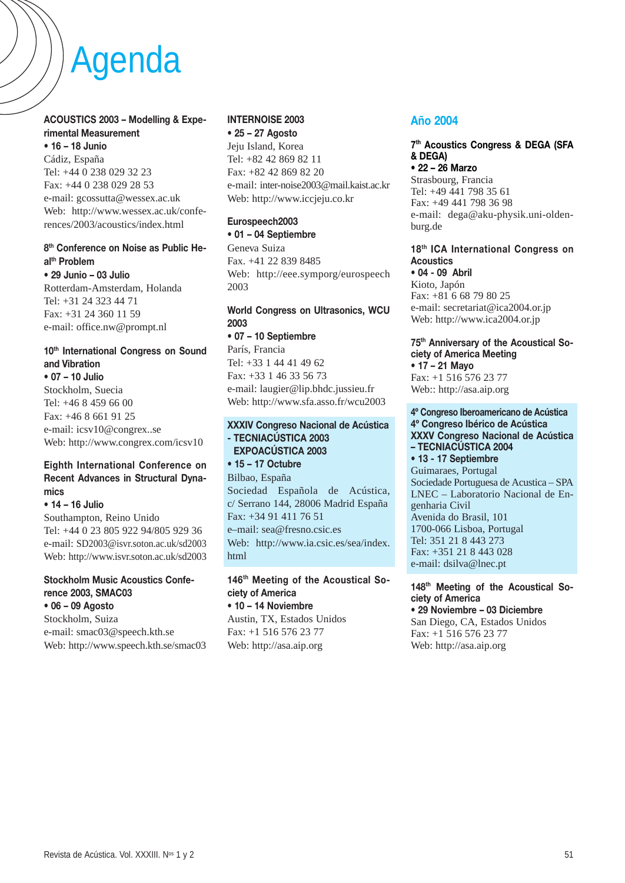# Agenda

**ACOUSTICS 2003 – Modelling & Experimental Measurement**
**• 16 – 18 Junio**
Cádiz, España
Tel: +44 0 238 029 32 23
Fax: +44 0 238 029 28 53
e-mail: gcossutta@wessex.ac.uk
Web: http://www.wessex.ac.uk/conferences/2003/acoustics/index.html

**8th Conference on Noise as Public Health Problem**
**• 29 Junio – 03 Julio**
Rotterdam-Amsterdam, Holanda
Tel: +31 24 323 44 71
Fax: +31 24 360 11 59
e-mail: office.nw@prompt.nl

**10th International Congress on Sound and Vibration**
**• 07 – 10 Julio**
Stockholm, Suecia
Tel: +46 8 459 66 00
Fax: +46 8 661 91 25
e-mail: icsv10@congrex..se
Web: http://www.congrex.com/icsv10

**Eighth International Conference on Recent Advances in Structural Dynamics**
**• 14 – 16 Julio**
Southampton, Reino Unido
Tel: +44 0 23 805 922 94/805 929 36
e-mail: SD2003@isvr.soton.ac.uk/sd2003
Web: http://www.isvr.soton.ac.uk/sd2003

**Stockholm Music Acoustics Conference 2003, SMAC03**
**• 06 – 09 Agosto**
Stockholm, Suiza
e-mail: smac03@speech.kth.se
Web: http://www.speech.kth.se/smac03

**INTERNOISE 2003**
**• 25 – 27 Agosto**
Jeju Island, Korea
Tel: +82 42 869 82 11
Fax: +82 42 869 82 20
e-mail: inter-noise2003@mail.kaist.ac.kr
Web: http://www.iccjeju.co.kr

**Eurospeech2003**
**• 01 – 04 Septiembre**
Geneva Suiza
Fax. +41 22 839 8485
Web: http://eee.symporg/eurospeech2003

**World Congress on Ultrasonics, WCU 2003**
**• 07 – 10 Septiembre**
París, Francia
Tel: +33 1 44 41 49 62
Fax: +33 1 46 33 56 73
e-mail: laugier@lip.bhdc.jussieu.fr
Web: http://www.sfa.asso.fr/wcu2003

**XXXIV Congreso Nacional de Acústica - TECNIACÚSTICA 2003 EXPOACÚSTICA 2003**
**• 15 – 17 Octubre**
Bilbao, España
Sociedad Española de Acústica, c/ Serrano 144, 28006 Madrid España
Fax: +34 91 411 76 51
e–mail: sea@fresno.csic.es
Web: http://www.ia.csic.es/sea/index.html

**146th Meeting of the Acoustical Society of America**
**• 10 – 14 Noviembre**
Austin, TX, Estados Unidos
Fax: +1 516 576 23 77
Web: http://asa.aip.org

## Año 2004

**7th Acoustics Congress & DEGA (SFA & DEGA)**
**• 22 – 26 Marzo**
Strasbourg, Francia
Tel: +49 441 798 35 61
Fax: +49 441 798 36 98
e-mail: dega@aku-physik.uni-oldenburg.de

**18th ICA International Congress on Acoustics**
**• 04 - 09 Abril**
Kioto, Japón
Fax: +81 6 68 79 80 25
e-mail: secretariat@ica2004.or.jp
Web: http://www.ica2004.or.jp

**75th Anniversary of the Acoustical Society of America Meeting**
**• 17 – 21 Mayo**
Fax: +1 516 576 23 77
Web:: http://asa.aip.org

**4º Congreso Iberoamericano de Acústica**
**4º Congreso Ibérico de Acústica**
**XXXV Congreso Nacional de Acústica – TECNIACÚSTICA 2004**
**• 13 - 17 Septiembre**
Guimaraes, Portugal
Sociedade Portuguesa de Acustica – SPA
LNEC – Laboratorio Nacional de Engenharia Civil
Avenida do Brasil, 101
1700-066 Lisboa, Portugal
Tel: 351 21 8 443 273
Fax: +351 21 8 443 028
e-mail: dsilva@lnec.pt

**148th Meeting of the Acoustical Society of America**
**• 29 Noviembre – 03 Diciembre**
San Diego, CA, Estados Unidos
Fax: +1 516 576 23 77
Web: http://asa.aip.org